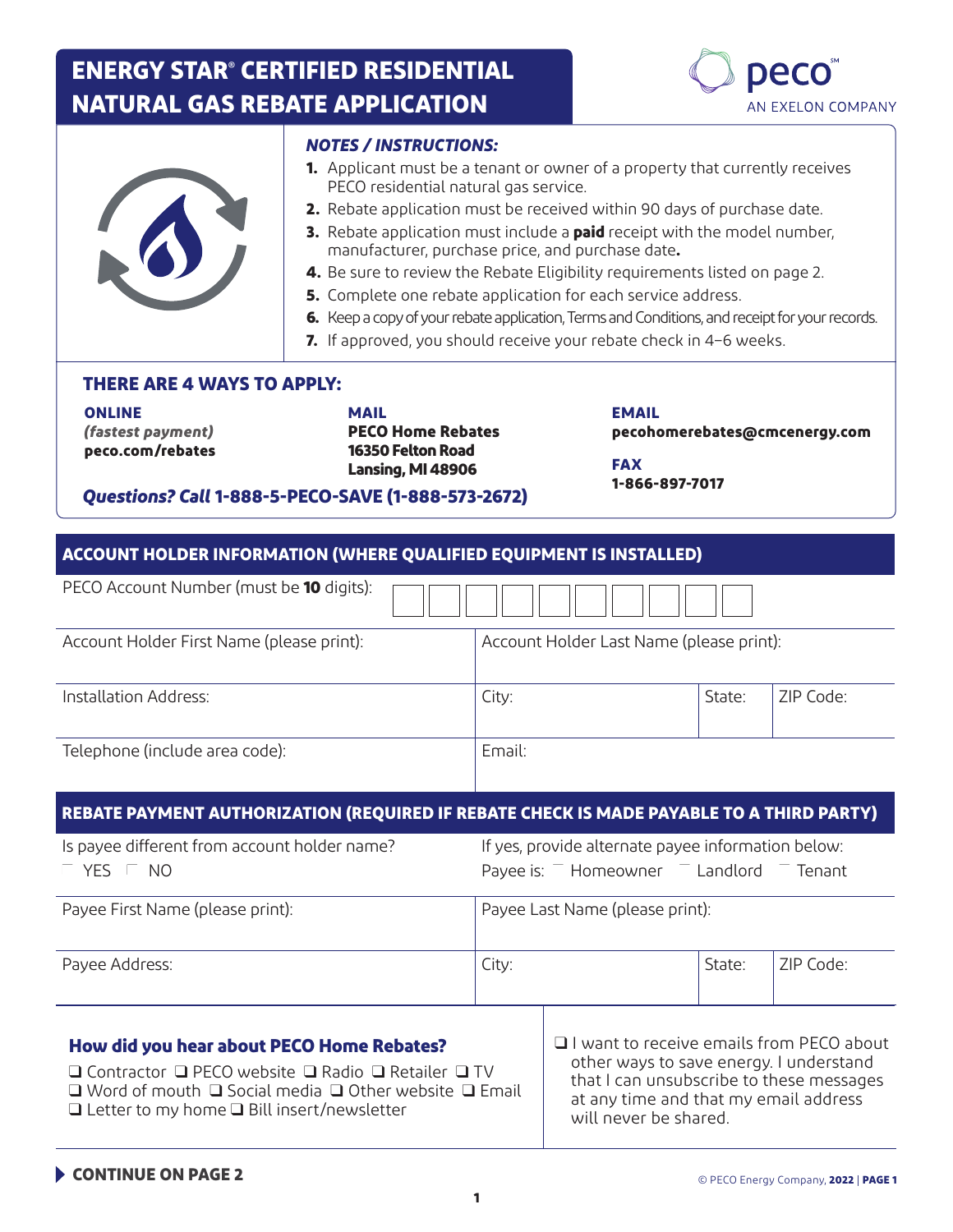# ENERGY STAR® CERTIFIED RESIDENTIAL NATURAL GAS REBATE APPLICATION

peco
AN EXELON COMPANY

### *NOTES / INSTRUCTIONS:*

1. Applicant must be a tenant or owner of a property that currently receives PECO residential natural gas service.
2. Rebate application must be received within 90 days of purchase date.
3. Rebate application must include a **paid** receipt with the model number, manufacturer, purchase price, and purchase date**.**
4. Be sure to review the Rebate Eligibility requirements listed on page 2.
5. Complete one rebate application for each service address.
6. Keep a copy of your rebate application, Terms and Conditions, and receipt for your records.
7. If approved, you should receive your rebate check in 4–6 weeks.

## THERE ARE 4 WAYS TO APPLY:

**ONLINE**
***(fastest payment)***
**peco.com/rebates**

**MAIL**
**PECO Home Rebates**
**16350 Felton Road**
**Lansing, MI 48906**

**EMAIL**
**pecohomerebates@cmcenergy.com**

**FAX**
**1-866-897-7017**

***Questions? Call* 1-888-5-PECO-SAVE (1-888-573-2672)**

## ACCOUNT HOLDER INFORMATION (WHERE QUALIFIED EQUIPMENT IS INSTALLED)

PECO Account Number (must be **10** digits): ☐☐☐☐☐☐☐☐☐☐

| | | | |
|---|---|---|---|
| Account Holder First Name (please print): | Account Holder Last Name (please print): | | |
| Installation Address: | City: | State: | ZIP Code: |
| Telephone (include area code): | Email: | | |

## REBATE PAYMENT AUTHORIZATION (REQUIRED IF REBATE CHECK IS MADE PAYABLE TO A THIRD PARTY)

| | | | |
|---|---|---|---|
| Is payee different from account holder name?<br>☐ YES ☐ NO | If yes, provide alternate payee information below:<br>Payee is: ☐ Homeowner ☐ Landlord ☐ Tenant | | |
| Payee First Name (please print): | Payee Last Name (please print): | | |
| Payee Address: | City: | State: | ZIP Code: |

### How did you hear about PECO Home Rebates?

☐ Contractor ☐ PECO website ☐ Radio ☐ Retailer ☐ TV
☐ Word of mouth ☐ Social media ☐ Other website ☐ Email
☐ Letter to my home ☐ Bill insert/newsletter

☐ I want to receive emails from PECO about other ways to save energy. I understand that I can unsubscribe to these messages at any time and that my email address will never be shared.

**CONTINUE ON PAGE 2**

© PECO Energy Company, **2022**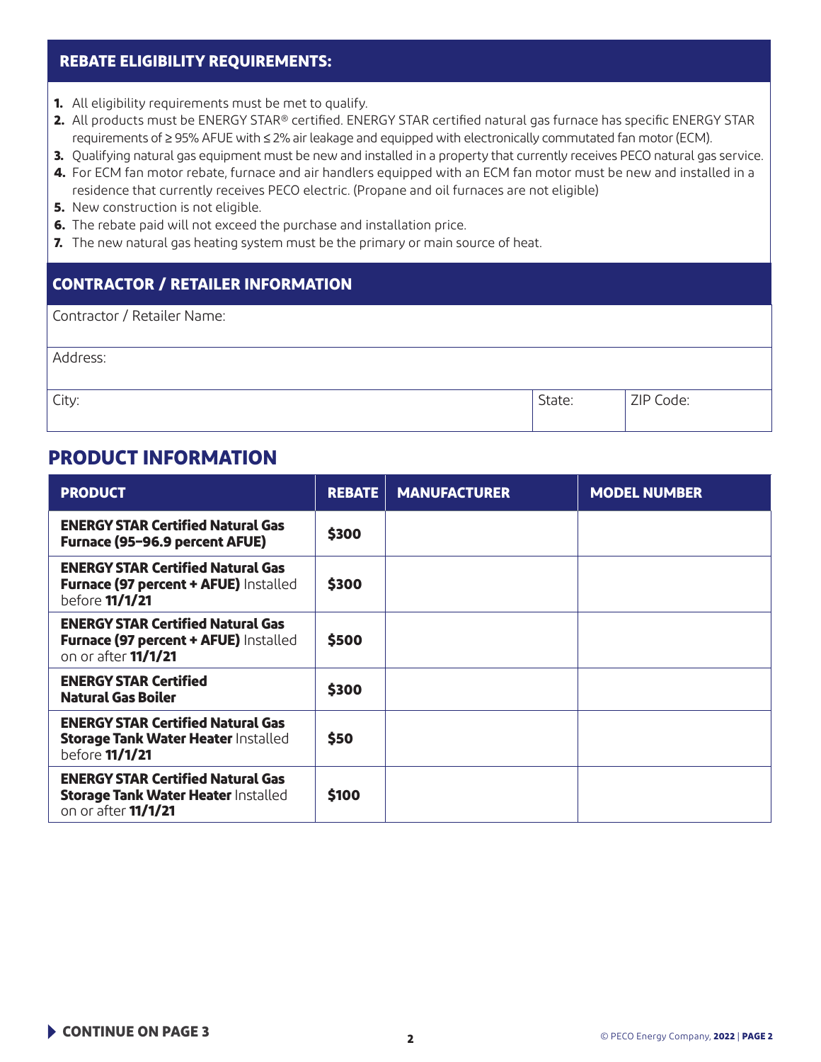## REBATE ELIGIBILITY REQUIREMENTS:

1. All eligibility requirements must be met to qualify.
2. All products must be ENERGY STAR® certified. ENERGY STAR certified natural gas furnace has specific ENERGY STAR requirements of ≥ 95% AFUE with ≤ 2% air leakage and equipped with electronically commutated fan motor (ECM).
3. Qualifying natural gas equipment must be new and installed in a property that currently receives PECO natural gas service.
4. For ECM fan motor rebate, furnace and air handlers equipped with an ECM fan motor must be new and installed in a residence that currently receives PECO electric. (Propane and oil furnaces are not eligible)
5. New construction is not eligible.
6. The rebate paid will not exceed the purchase and installation price.
7. The new natural gas heating system must be the primary or main source of heat.

## CONTRACTOR / RETAILER INFORMATION

| Contractor / Retailer Name: | | |
|---|---|---|
| Address: | | |
| City: | State: | ZIP Code: |

## PRODUCT INFORMATION

| PRODUCT | REBATE | MANUFACTURER | MODEL NUMBER |
|---|---|---|---|
| **ENERGY STAR Certified Natural Gas Furnace (95–96.9 percent AFUE)** | **$300** | | |
| **ENERGY STAR Certified Natural Gas Furnace (97 percent + AFUE)** Installed before **11/1/21** | **$300** | | |
| **ENERGY STAR Certified Natural Gas Furnace (97 percent + AFUE)** Installed on or after **11/1/21** | **$500** | | |
| **ENERGY STAR Certified Natural Gas Boiler** | **$300** | | |
| **ENERGY STAR Certified Natural Gas Storage Tank Water Heater** Installed before **11/1/21** | **$50** | | |
| **ENERGY STAR Certified Natural Gas Storage Tank Water Heater** Installed on or after **11/1/21** | **$100** | | |

**CONTINUE ON PAGE 3**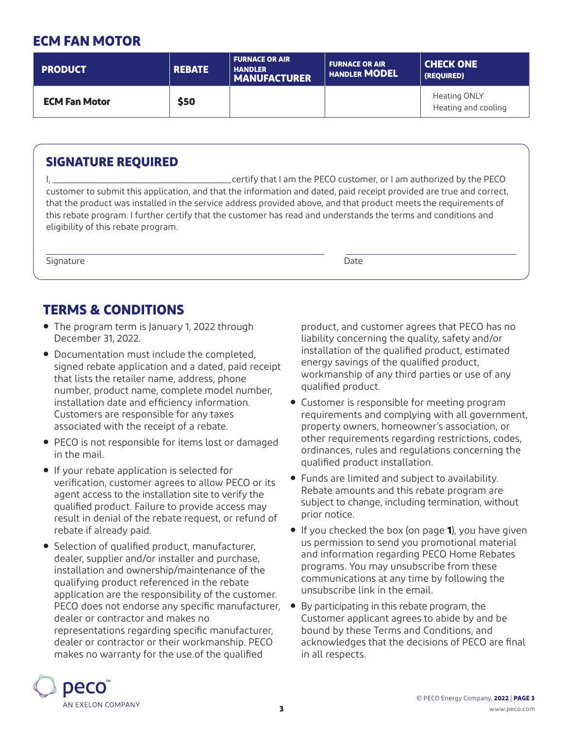## ECM FAN MOTOR

| PRODUCT | REBATE | FURNACE OR AIR HANDLER MANUFACTURER | FURNACE OR AIR HANDLER MODEL | CHECK ONE (REQUIRED) |
|---|---|---|---|---|
| **ECM Fan Motor** | **$50** | | | Heating ONLY<br>Heating and cooling |

## SIGNATURE REQUIRED

I, ______________________________ certify that I am the PECO customer, or I am authorized by the PECO customer to submit this application, and that the information and dated, paid receipt provided are true and correct, that the product was installed in the service address provided above, and that product meets the requirements of this rebate program. I further certify that the customer has read and understands the terms and conditions and eligibility of this rebate program.

______________________________ Signature

______________________________ Date

## TERMS & CONDITIONS

- The program term is January 1, 2022 through December 31, 2022.
- Documentation must include the completed, signed rebate application and a dated, paid receipt that lists the retailer name, address, phone number, product name, complete model number, installation date and efficiency information. Customers are responsible for any taxes associated with the receipt of a rebate.
- PECO is not responsible for items lost or damaged in the mail.
- If your rebate application is selected for verification, customer agrees to allow PECO or its agent access to the installation site to verify the qualified product. Failure to provide access may result in denial of the rebate request, or refund of rebate if already paid.
- Selection of qualified product, manufacturer, dealer, supplier and/or installer and purchase, installation and ownership/maintenance of the qualifying product referenced in the rebate application are the responsibility of the customer. PECO does not endorse any specific manufacturer, dealer or contractor and makes no representations regarding specific manufacturer, dealer or contractor or their workmanship. PECO makes no warranty for the use of the qualified product, and customer agrees that PECO has no liability concerning the quality, safety and/or installation of the qualified product, estimated energy savings of the qualified product, workmanship of any third parties or use of any qualified product.
- Customer is responsible for meeting program requirements and complying with all government, property owners, homeowner's association, or other requirements regarding restrictions, codes, ordinances, rules and regulations concerning the qualified product installation.
- Funds are limited and subject to availability. Rebate amounts and this rebate program are subject to change, including termination, without prior notice.
- If you checked the box (on page **1**), you have given us permission to send you promotional material and information regarding PECO Home Rebates programs. You may unsubscribe from these communications at any time by following the unsubscribe link in the email.
- By participating in this rebate program, the Customer applicant agrees to abide by and be bound by these Terms and Conditions, and acknowledges that the decisions of PECO are final in all respects.

peco℠ AN EXELON COMPANY

© PECO Energy Company, **2022**

www.peco.com